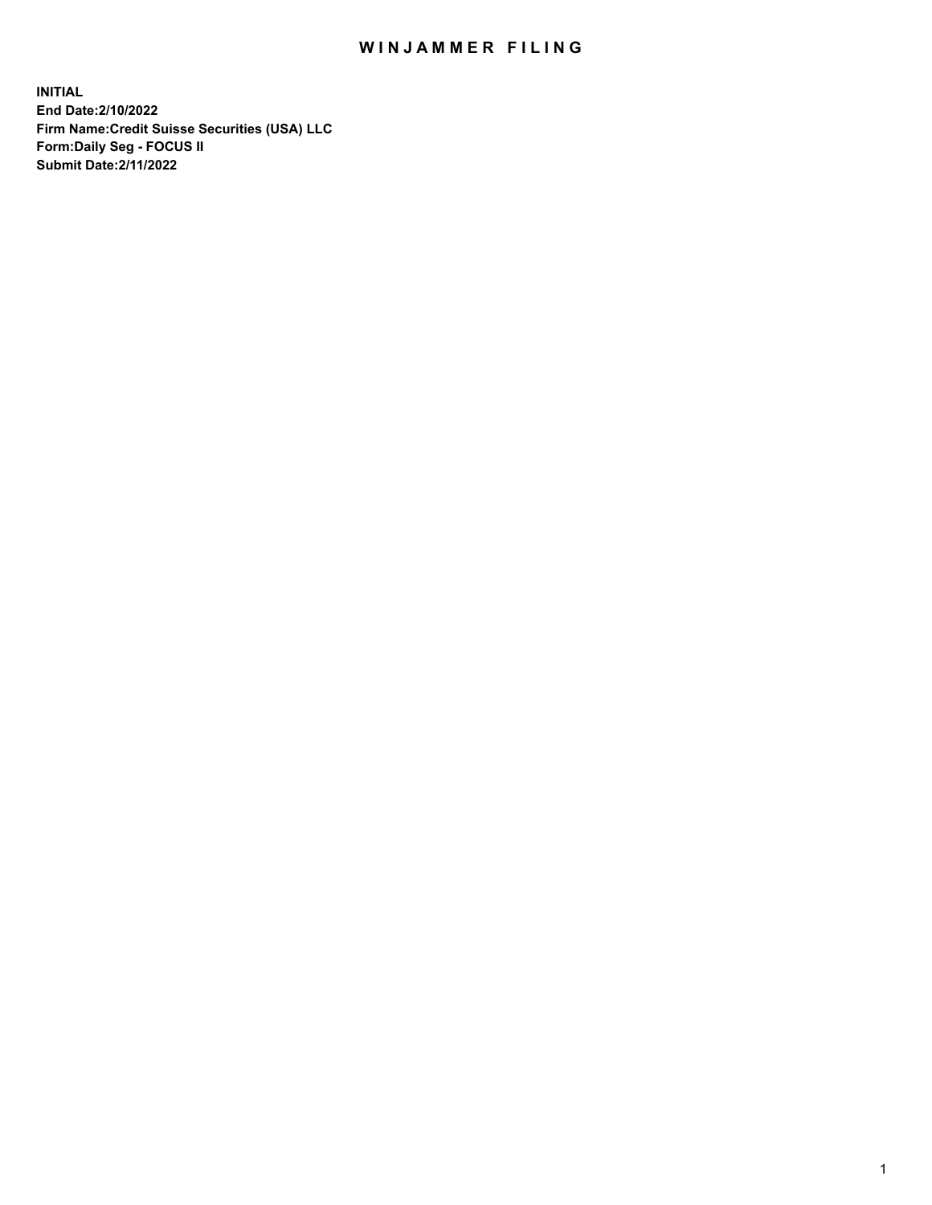# WINJAMMER FILING

**INITIAL**
**End Date:2/10/2022**
**Firm Name:Credit Suisse Securities (USA) LLC**
**Form:Daily Seg - FOCUS II**
**Submit Date:2/11/2022**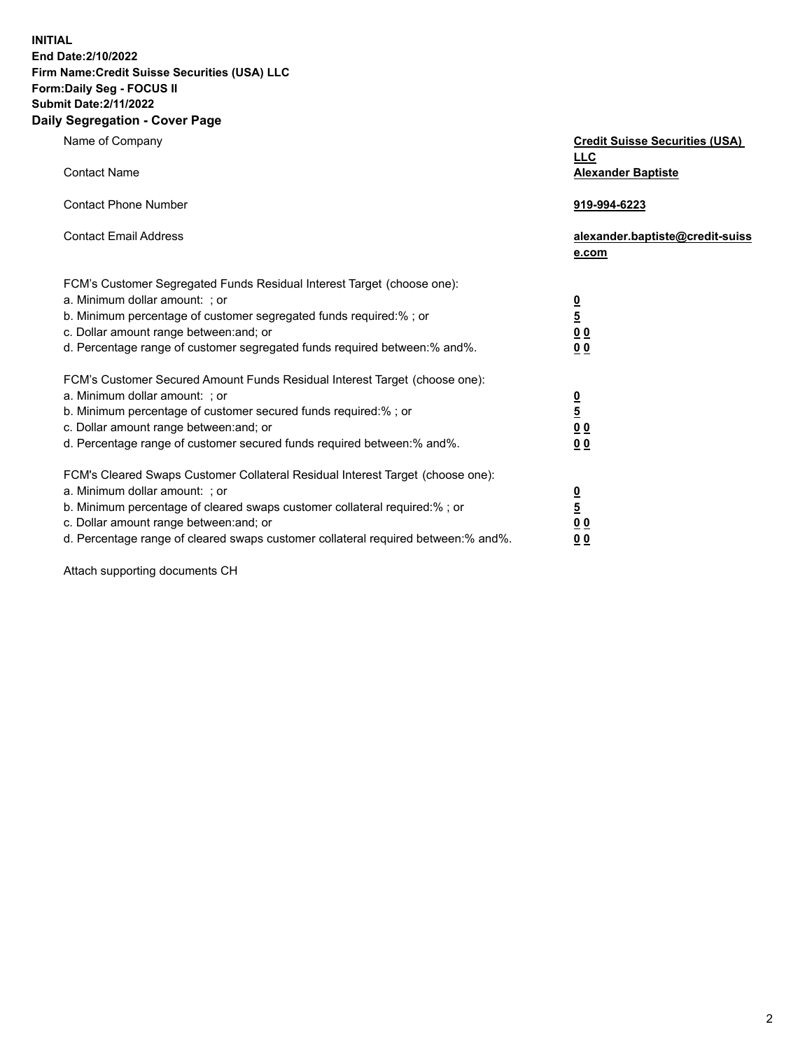**INITIAL**
**End Date:2/10/2022**
**Firm Name:Credit Suisse Securities (USA) LLC**
**Form:Daily Seg - FOCUS II**
**Submit Date:2/11/2022**

## Daily Segregation - Cover Page

| | |
|---|---|
| Name of Company | **Credit Suisse Securities (USA) LLC** |
| Contact Name | **Alexander Baptiste** |
| Contact Phone Number | **919-994-6223** |
| Contact Email Address | **alexander.baptiste@credit-suisse.com** |
| FCM's Customer Segregated Funds Residual Interest Target (choose one): | |
| a. Minimum dollar amount: ; or | **0** |
| b. Minimum percentage of customer segregated funds required:% ; or | **5** |
| c. Dollar amount range between:and; or | **0 0** |
| d. Percentage range of customer segregated funds required between:% and%. | **0 0** |
| FCM's Customer Secured Amount Funds Residual Interest Target (choose one): | |
| a. Minimum dollar amount: ; or | **0** |
| b. Minimum percentage of customer secured funds required:% ; or | **5** |
| c. Dollar amount range between:and; or | **0 0** |
| d. Percentage range of customer secured funds required between:% and%. | **0 0** |
| FCM's Cleared Swaps Customer Collateral Residual Interest Target (choose one): | |
| a. Minimum dollar amount: ; or | **0** |
| b. Minimum percentage of cleared swaps customer collateral required:% ; or | **5** |
| c. Dollar amount range between:and; or | **0 0** |
| d. Percentage range of cleared swaps customer collateral required between:% and%. | **0 0** |

Attach supporting documents CH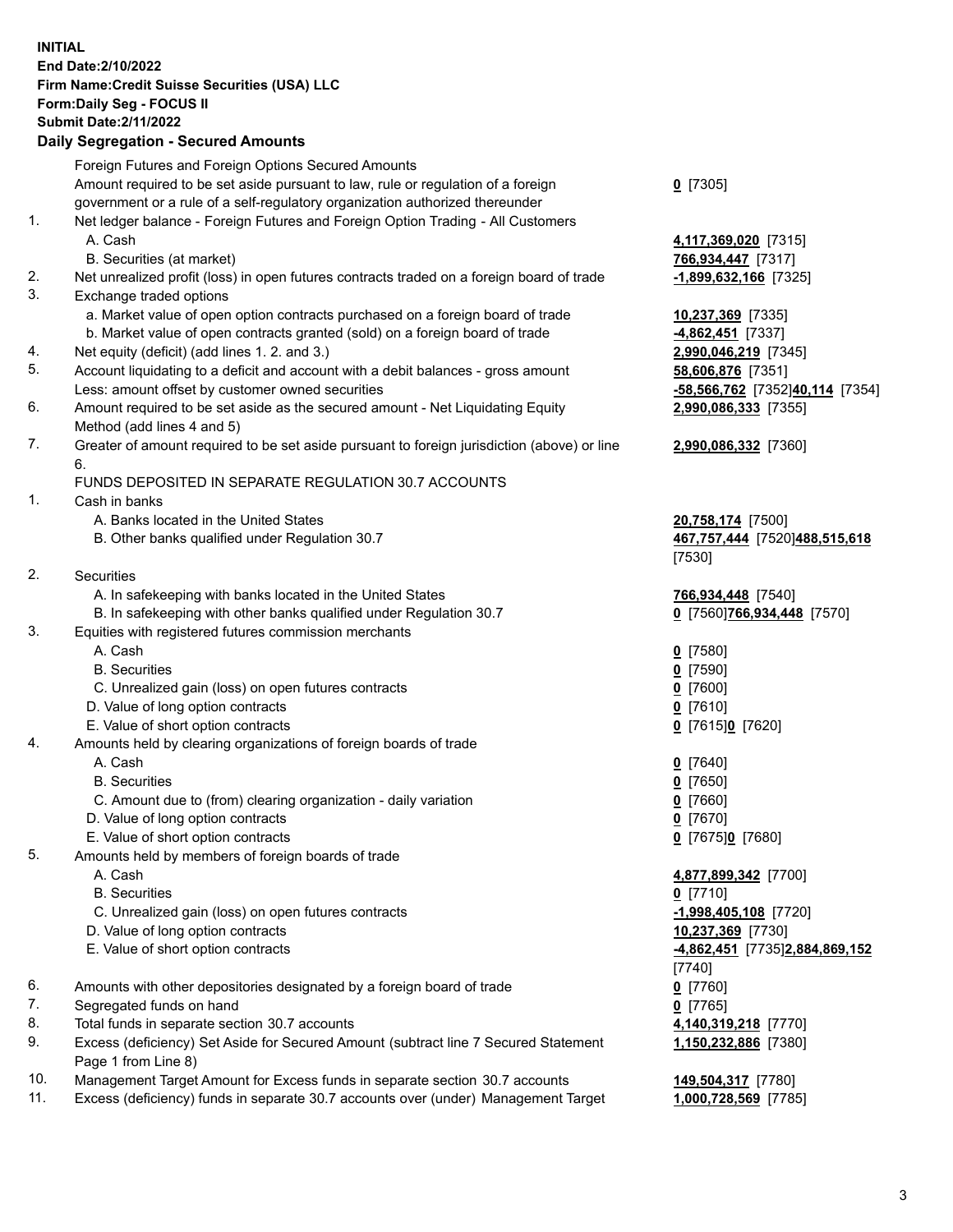**INITIAL**
**End Date:2/10/2022**
**Firm Name:Credit Suisse Securities (USA) LLC**
**Form:Daily Seg - FOCUS II**
**Submit Date:2/11/2022**

## Daily Segregation - Secured Amounts

| | | |
|---|---|---|
| | Foreign Futures and Foreign Options Secured Amounts | |
| | Amount required to be set aside pursuant to law, rule or regulation of a foreign government or a rule of a self-regulatory organization authorized thereunder | **0** [7305] |
| 1. | Net ledger balance - Foreign Futures and Foreign Option Trading - All Customers | |
| | A. Cash | **4,117,369,020** [7315] |
| | B. Securities (at market) | **766,934,447** [7317] |
| 2. | Net unrealized profit (loss) in open futures contracts traded on a foreign board of trade | **-1,899,632,166** [7325] |
| 3. | Exchange traded options | |
| | a. Market value of open option contracts purchased on a foreign board of trade | **10,237,369** [7335] |
| | b. Market value of open contracts granted (sold) on a foreign board of trade | **-4,862,451** [7337] |
| 4. | Net equity (deficit) (add lines 1. 2. and 3.) | **2,990,046,219** [7345] |
| 5. | Account liquidating to a deficit and account with a debit balances - gross amount | **58,606,876** [7351] |
| | Less: amount offset by customer owned securities | **-58,566,762** [7352]**40,114** [7354] |
| 6. | Amount required to be set aside as the secured amount - Net Liquidating Equity Method (add lines 4 and 5) | **2,990,086,333** [7355] |
| 7. | Greater of amount required to be set aside pursuant to foreign jurisdiction (above) or line 6. | **2,990,086,332** [7360] |
| | FUNDS DEPOSITED IN SEPARATE REGULATION 30.7 ACCOUNTS | |
| 1. | Cash in banks | |
| | A. Banks located in the United States | **20,758,174** [7500] |
| | B. Other banks qualified under Regulation 30.7 | **467,757,444** [7520]**488,515,618** [7530] |
| 2. | Securities | |
| | A. In safekeeping with banks located in the United States | **766,934,448** [7540] |
| | B. In safekeeping with other banks qualified under Regulation 30.7 | **0** [7560]**766,934,448** [7570] |
| 3. | Equities with registered futures commission merchants | |
| | A. Cash | **0** [7580] |
| | B. Securities | **0** [7590] |
| | C. Unrealized gain (loss) on open futures contracts | **0** [7600] |
| | D. Value of long option contracts | **0** [7610] |
| | E. Value of short option contracts | **0** [7615]**0** [7620] |
| 4. | Amounts held by clearing organizations of foreign boards of trade | |
| | A. Cash | **0** [7640] |
| | B. Securities | **0** [7650] |
| | C. Amount due to (from) clearing organization - daily variation | **0** [7660] |
| | D. Value of long option contracts | **0** [7670] |
| | E. Value of short option contracts | **0** [7675]**0** [7680] |
| 5. | Amounts held by members of foreign boards of trade | |
| | A. Cash | **4,877,899,342** [7700] |
| | B. Securities | **0** [7710] |
| | C. Unrealized gain (loss) on open futures contracts | **-1,998,405,108** [7720] |
| | D. Value of long option contracts | **10,237,369** [7730] |
| | E. Value of short option contracts | **-4,862,451** [7735]**2,884,869,152** [7740] |
| 6. | Amounts with other depositories designated by a foreign board of trade | **0** [7760] |
| 7. | Segregated funds on hand | **0** [7765] |
| 8. | Total funds in separate section 30.7 accounts | **4,140,319,218** [7770] |
| 9. | Excess (deficiency) Set Aside for Secured Amount (subtract line 7 Secured Statement Page 1 from Line 8) | **1,150,232,886** [7380] |
| 10. | Management Target Amount for Excess funds in separate section 30.7 accounts | **149,504,317** [7780] |
| 11. | Excess (deficiency) funds in separate 30.7 accounts over (under) Management Target | **1,000,728,569** [7785] |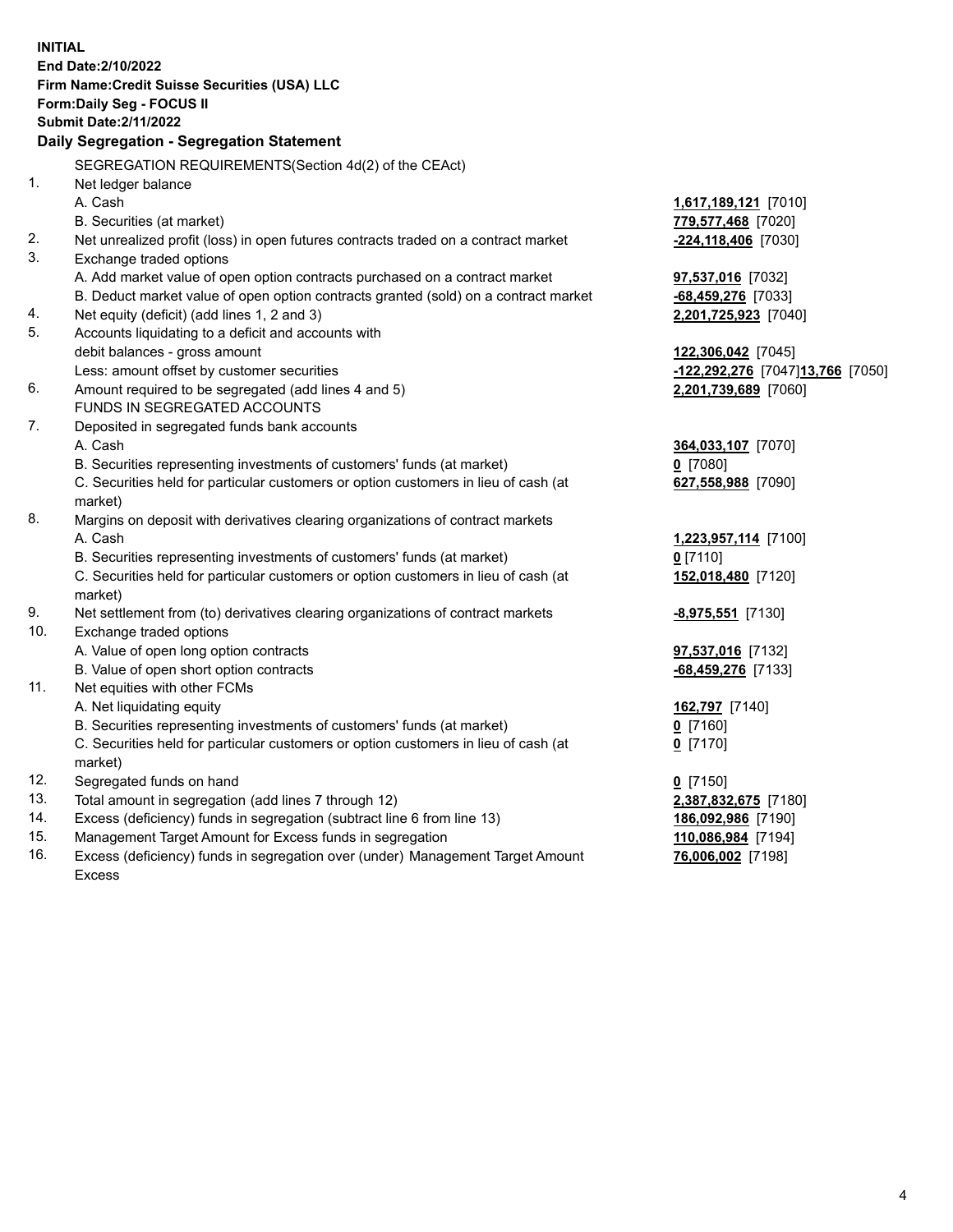**INITIAL**
**End Date:2/10/2022**
**Firm Name:Credit Suisse Securities (USA) LLC**
**Form:Daily Seg - FOCUS II**
**Submit Date:2/11/2022**

## Daily Segregation - Segregation Statement

SEGREGATION REQUIREMENTS(Section 4d(2) of the CEAct)

| | | |
|---|---|---|
| 1. | Net ledger balance | |
| | A. Cash | **1,617,189,121** [7010] |
| | B. Securities (at market) | **779,577,468** [7020] |
| 2. | Net unrealized profit (loss) in open futures contracts traded on a contract market | **-224,118,406** [7030] |
| 3. | Exchange traded options | |
| | A. Add market value of open option contracts purchased on a contract market | **97,537,016** [7032] |
| | B. Deduct market value of open option contracts granted (sold) on a contract market | **-68,459,276** [7033] |
| 4. | Net equity (deficit) (add lines 1, 2 and 3) | **2,201,725,923** [7040] |
| 5. | Accounts liquidating to a deficit and accounts with | |
| | debit balances - gross amount | **122,306,042** [7045] |
| | Less: amount offset by customer securities | **-122,292,276** [7047] **13,766** [7050] |
| 6. | Amount required to be segregated (add lines 4 and 5) | **2,201,739,689** [7060] |
| | FUNDS IN SEGREGATED ACCOUNTS | |
| 7. | Deposited in segregated funds bank accounts | |
| | A. Cash | **364,033,107** [7070] |
| | B. Securities representing investments of customers' funds (at market) | **0** [7080] |
| | C. Securities held for particular customers or option customers in lieu of cash (at market) | **627,558,988** [7090] |
| 8. | Margins on deposit with derivatives clearing organizations of contract markets | |
| | A. Cash | **1,223,957,114** [7100] |
| | B. Securities representing investments of customers' funds (at market) | **0** [7110] |
| | C. Securities held for particular customers or option customers in lieu of cash (at market) | **152,018,480** [7120] |
| 9. | Net settlement from (to) derivatives clearing organizations of contract markets | **-8,975,551** [7130] |
| 10. | Exchange traded options | |
| | A. Value of open long option contracts | **97,537,016** [7132] |
| | B. Value of open short option contracts | **-68,459,276** [7133] |
| 11. | Net equities with other FCMs | |
| | A. Net liquidating equity | **162,797** [7140] |
| | B. Securities representing investments of customers' funds (at market) | **0** [7160] |
| | C. Securities held for particular customers or option customers in lieu of cash (at market) | **0** [7170] |
| 12. | Segregated funds on hand | **0** [7150] |
| 13. | Total amount in segregation (add lines 7 through 12) | **2,387,832,675** [7180] |
| 14. | Excess (deficiency) funds in segregation (subtract line 6 from line 13) | **186,092,986** [7190] |
| 15. | Management Target Amount for Excess funds in segregation | **110,086,984** [7194] |
| 16. | Excess (deficiency) funds in segregation over (under) Management Target Amount Excess | **76,006,002** [7198] |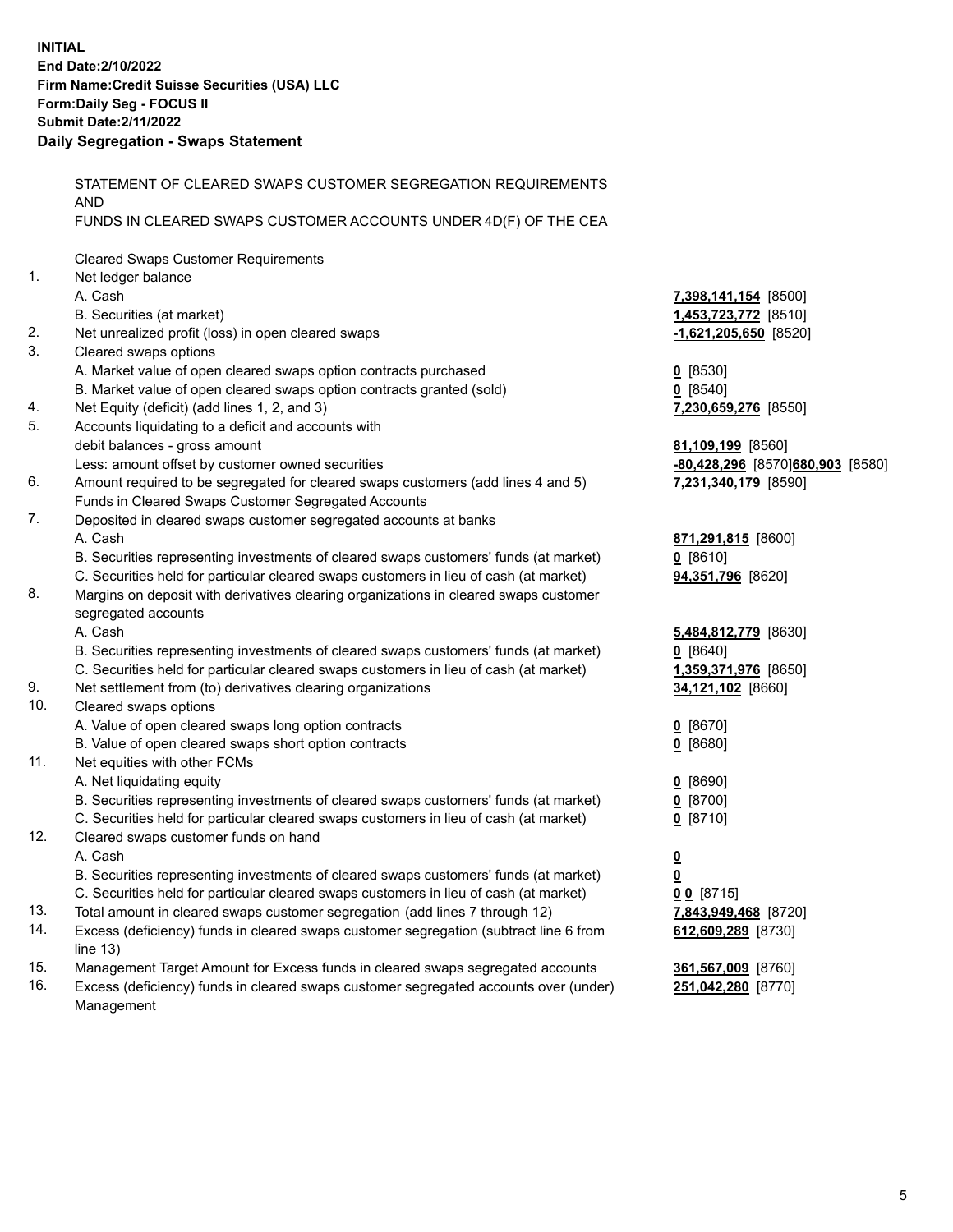**INITIAL**
**End Date:2/10/2022**
**Firm Name:Credit Suisse Securities (USA) LLC**
**Form:Daily Seg - FOCUS II**
**Submit Date:2/11/2022**
**Daily Segregation - Swaps Statement**

STATEMENT OF CLEARED SWAPS CUSTOMER SEGREGATION REQUIREMENTS AND
FUNDS IN CLEARED SWAPS CUSTOMER ACCOUNTS UNDER 4D(F) OF THE CEA

| | | |
|---|---|---|
| | Cleared Swaps Customer Requirements | |
| 1. | Net ledger balance | |
| | A. Cash | **7,398,141,154** [8500] |
| | B. Securities (at market) | **1,453,723,772** [8510] |
| 2. | Net unrealized profit (loss) in open cleared swaps | **-1,621,205,650** [8520] |
| 3. | Cleared swaps options | |
| | A. Market value of open cleared swaps option contracts purchased | **0** [8530] |
| | B. Market value of open cleared swaps option contracts granted (sold) | **0** [8540] |
| 4. | Net Equity (deficit) (add lines 1, 2, and 3) | **7,230,659,276** [8550] |
| 5. | Accounts liquidating to a deficit and accounts with | |
| | debit balances - gross amount | **81,109,199** [8560] |
| | Less: amount offset by customer owned securities | **-80,428,296** [8570]**680,903** [8580] |
| 6. | Amount required to be segregated for cleared swaps customers (add lines 4 and 5) | **7,231,340,179** [8590] |
| | Funds in Cleared Swaps Customer Segregated Accounts | |
| 7. | Deposited in cleared swaps customer segregated accounts at banks | |
| | A. Cash | **871,291,815** [8600] |
| | B. Securities representing investments of cleared swaps customers' funds (at market) | **0** [8610] |
| | C. Securities held for particular cleared swaps customers in lieu of cash (at market) | **94,351,796** [8620] |
| 8. | Margins on deposit with derivatives clearing organizations in cleared swaps customer segregated accounts | |
| | A. Cash | **5,484,812,779** [8630] |
| | B. Securities representing investments of cleared swaps customers' funds (at market) | **0** [8640] |
| | C. Securities held for particular cleared swaps customers in lieu of cash (at market) | **1,359,371,976** [8650] |
| 9. | Net settlement from (to) derivatives clearing organizations | **34,121,102** [8660] |
| 10. | Cleared swaps options | |
| | A. Value of open cleared swaps long option contracts | **0** [8670] |
| | B. Value of open cleared swaps short option contracts | **0** [8680] |
| 11. | Net equities with other FCMs | |
| | A. Net liquidating equity | **0** [8690] |
| | B. Securities representing investments of cleared swaps customers' funds (at market) | **0** [8700] |
| | C. Securities held for particular cleared swaps customers in lieu of cash (at market) | **0** [8710] |
| 12. | Cleared swaps customer funds on hand | |
| | A. Cash | **0** |
| | B. Securities representing investments of cleared swaps customers' funds (at market) | **0** |
| | C. Securities held for particular cleared swaps customers in lieu of cash (at market) | **0** **0** [8715] |
| 13. | Total amount in cleared swaps customer segregation (add lines 7 through 12) | **7,843,949,468** [8720] |
| 14. | Excess (deficiency) funds in cleared swaps customer segregation (subtract line 6 from line 13) | **612,609,289** [8730] |
| 15. | Management Target Amount for Excess funds in cleared swaps segregated accounts | **361,567,009** [8760] |
| 16. | Excess (deficiency) funds in cleared swaps customer segregated accounts over (under) Management | **251,042,280** [8770] |